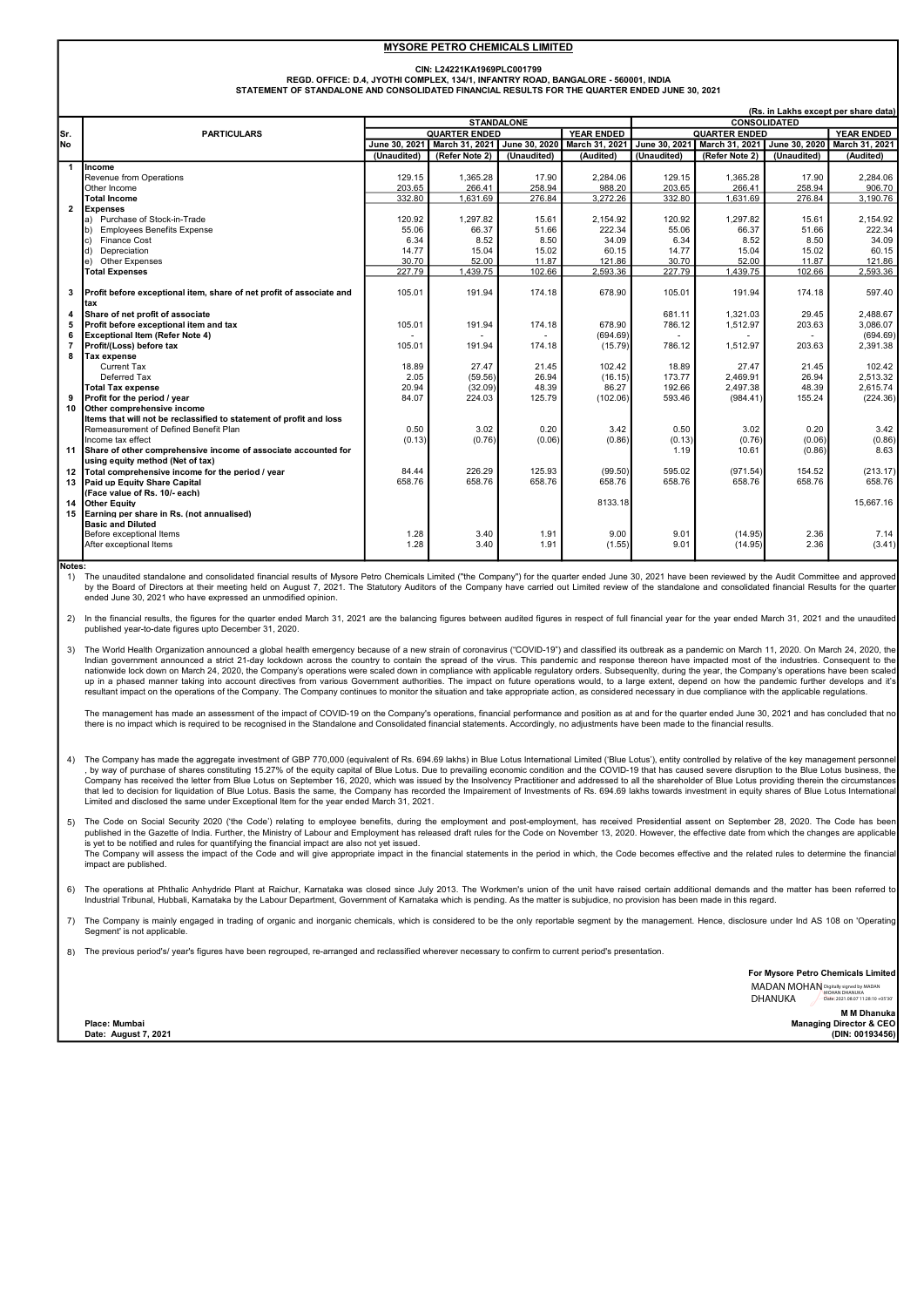# MYSORE PETRO CHEMICALS LIMITED

**CIN: L24221KA1969PLC001799**

**REGD. OFFICE: D.4, JYOTHI COMPLEX, 134/1, INFANTRY ROAD, BANGALORE - 560001, INDIA**

**STATEMENT OF STANDALONE AND CONSOLIDATED FINANCIAL RESULTS FOR THE QUARTER ENDED JUNE 30, 2021**

(Rs. in Lakhs except per share data)

| Sr. No | PARTICULARS | STANDALONE | | | | CONSOLIDATED | | | |
|---|---|---|---|---|---|---|---|---|---|
| | | QUARTER ENDED | | | YEAR ENDED | QUARTER ENDED | | | YEAR ENDED |
| | | June 30, 2021 | March 31, 2021 | June 30, 2020 | March 31, 2021 | June 30, 2021 | March 31, 2021 | June 30, 2020 | March 31, 2021 |
| | | (Unaudited) | (Refer Note 2) | (Unaudited) | (Audited) | (Unaudited) | (Refer Note 2) | (Unaudited) | (Audited) |
| 1 | **Income** | | | | | | | | |
| | Revenue from Operations | 129.15 | 1,365.28 | 17.90 | 2,284.06 | 129.15 | 1,365.28 | 17.90 | 2,284.06 |
| | Other Income | 203.65 | 266.41 | 258.94 | 988.20 | 203.65 | 266.41 | 258.94 | 906.70 |
| | **Total Income** | 332.80 | 1,631.69 | 276.84 | 3,272.26 | 332.80 | 1,631.69 | 276.84 | 3,190.76 |
| 2 | **Expenses** | | | | | | | | |
| | a) Purchase of Stock-in-Trade | 120.92 | 1,297.82 | 15.61 | 2,154.92 | 120.92 | 1,297.82 | 15.61 | 2,154.92 |
| | b) Employees Benefits Expense | 55.06 | 66.37 | 51.66 | 222.34 | 55.06 | 66.37 | 51.66 | 222.34 |
| | c) Finance Cost | 6.34 | 8.52 | 8.50 | 34.09 | 6.34 | 8.52 | 8.50 | 34.09 |
| | d) Depreciation | 14.77 | 15.04 | 15.02 | 60.15 | 14.77 | 15.04 | 15.02 | 60.15 |
| | e) Other Expenses | 30.70 | 52.00 | 11.87 | 121.86 | 30.70 | 52.00 | 11.87 | 121.86 |
| | **Total Expenses** | 227.79 | 1,439.75 | 102.66 | 2,593.36 | 227.79 | 1,439.75 | 102.66 | 2,593.36 |
| 3 | **Profit before exceptional item, share of net profit of associate and tax** | 105.01 | 191.94 | 174.18 | 678.90 | 105.01 | 191.94 | 174.18 | 597.40 |
| 4 | **Share of net profit of associate** | | | | | 681.11 | 1,321.03 | 29.45 | 2,488.67 |
| 5 | **Profit before exceptional item and tax** | 105.01 | 191.94 | 174.18 | 678.90 | 786.12 | 1,512.97 | 203.63 | 3,086.07 |
| 6 | **Exceptional Item (Refer Note 4)** | - | - | - | (694.69) | - | - | - | (694.69) |
| 7 | **Profit/(Loss) before tax** | 105.01 | 191.94 | 174.18 | (15.79) | 786.12 | 1,512.97 | 203.63 | 2,391.38 |
| 8 | **Tax expense** | | | | | | | | |
| | Current Tax | 18.89 | 27.47 | 21.45 | 102.42 | 18.89 | 27.47 | 21.45 | 102.42 |
| | Deferred Tax | 2.05 | (59.56) | 26.94 | (16.15) | 173.77 | 2,469.91 | 26.94 | 2,513.32 |
| | **Total Tax expense** | 20.94 | (32.09) | 48.39 | 86.27 | 192.66 | 2,497.38 | 48.39 | 2,615.74 |
| 9 | **Profit for the period / year** | 84.07 | 224.03 | 125.79 | (102.06) | 593.46 | (984.41) | 155.24 | (224.36) |
| 10 | **Other comprehensive income** | | | | | | | | |
| | **Items that will not be reclassified to statement of profit and loss** | | | | | | | | |
| | Remeasurement of Defined Benefit Plan | 0.50 | 3.02 | 0.20 | 3.42 | 0.50 | 3.02 | 0.20 | 3.42 |
| | Income tax effect | (0.13) | (0.76) | (0.06) | (0.86) | (0.13) | (0.76) | (0.06) | (0.86) |
| 11 | **Share of other comprehensive income of associate accounted for using equity method (Net of tax)** | | | | | 1.19 | 10.61 | (0.86) | 8.63 |
| 12 | **Total comprehensive income for the period / year** | 84.44 | 226.29 | 125.93 | (99.50) | 595.02 | (971.54) | 154.52 | (213.17) |
| 13 | **Paid up Equity Share Capital (Face value of Rs. 10/- each)** | 658.76 | 658.76 | 658.76 | 658.76 | 658.76 | 658.76 | 658.76 | 658.76 |
| 14 | **Other Equity** | | | | 8133.18 | | | | 15,667.16 |
| 15 | **Earning per share in Rs. (not annualised)** | | | | | | | | |
| | **Basic and Diluted** | | | | | | | | |
| | Before exceptional Items | 1.28 | 3.40 | 1.91 | 9.00 | 9.01 | (14.95) | 2.36 | 7.14 |
| | After exceptional Items | 1.28 | 3.40 | 1.91 | (1.55) | 9.01 | (14.95) | 2.36 | (3.41) |

**Notes:**

1) The unaudited standalone and consolidated financial results of Mysore Petro Chemicals Limited ("the Company") for the quarter ended June 30, 2021 have been reviewed by the Audit Committee and approved by the Board of Directors at their meeting held on August 7, 2021. The Statutory Auditors of the Company have carried out Limited review of the standalone and consolidated financial Results for the quarter ended June 30, 2021 who have expressed an unmodified opinion.

2) In the financial results, the figures for the quarter ended March 31, 2021 are the balancing figures between audited figures in respect of full financial year for the year ended March 31, 2021 and the unaudited published year-to-date figures upto December 31, 2020.

3) The World Health Organization announced a global health emergency because of a new strain of coronavirus ("COVID-19") and classified its outbreak as a pandemic on March 11, 2020. On March 24, 2020, the Indian government announced a strict 21-day lockdown across the country to contain the spread of the virus. This pandemic and response thereon have impacted most of the industries. Consequent to the nationwide lock down on March 24, 2020, the Company's operations were scaled down in compliance with applicable regulatory orders. Subsequently, during the year, the Company's operations have been scaled up in a phased manner taking into account directives from various Government authorities. The impact on future operations would, to a large extent, depend on how the pandemic further develops and it's resultant impact on the operations of the Company. The Company continues to monitor the situation and take appropriate action, as considered necessary in due compliance with the applicable regulations.

The management has made an assessment of the impact of COVID-19 on the Company's operations, financial performance and position as at and for the quarter ended June 30, 2021 and has concluded that no there is no impact which is required to be recognised in the Standalone and Consolidated financial statements. Accordingly, no adjustments have been made to the financial results.

4) The Company has made the aggregate investment of GBP 770,000 (equivalent of Rs. 694.69 lakhs) in Blue Lotus International Limited ('Blue Lotus'), entity controlled by relative of the key management personnel , by way of purchase of shares constituting 15.27% of the equity capital of Blue Lotus. Due to prevailing economic condition and the COVID-19 that has caused severe disruption to the Blue Lotus business, the Company has received the letter from Blue Lotus on September 16, 2020, which was issued by the Insolvency Practitioner and addressed to all the shareholder of Blue Lotus providing therein the circumstances that led to decision for liquidation of Blue Lotus. Basis the same, the Company has recorded the Impairement of Investments of Rs. 694.69 lakhs towards investment in equity shares of Blue Lotus International Limited and disclosed the same under Exceptional Item for the year ended March 31, 2021.

5) The Code on Social Security 2020 ('the Code') relating to employee benefits, during the employment and post-employment, has received Presidential assent on September 28, 2020. The Code has been published in the Gazette of India. Further, the Ministry of Labour and Employment has released draft rules for the Code on November 13, 2020. However, the effective date from which the changes are applicable is yet to be notified and rules for quantifying the financial impact are also not yet issued.
The Company will assess the impact of the Code and will give appropriate impact in the financial statements in the period in which, the Code becomes effective and the related rules to determine the financial impact are published.

6) The operations at Phthalic Anhydride Plant at Raichur, Karnataka was closed since July 2013. The Workmen's union of the unit have raised certain additional demands and the matter has been referred to Industrial Tribunal, Hubbali, Karnataka by the Labour Department, Government of Karnataka which is pending. As the matter is subjudice, no provision has been made in this regard.

7) The Company is mainly engaged in trading of organic and inorganic chemicals, which is considered to be the only reportable segment by the management. Hence, disclosure under Ind AS 108 on 'Operating Segment' is not applicable.

8) The previous period's/ year's figures have been regrouped, re-arranged and reclassified wherever necessary to confirm to current period's presentation.

**For Mysore Petro Chemicals Limited**

MADAN MOHAN DHANUKA (Digitally signed by MADAN MOHAN DHANUKA Date: 2021.08.07 11:28:10 +05'30')

**M M Dhanuka**
**Managing Director & CEO**
**(DIN: 00193456)**

**Place: Mumbai**
**Date: August 7, 2021**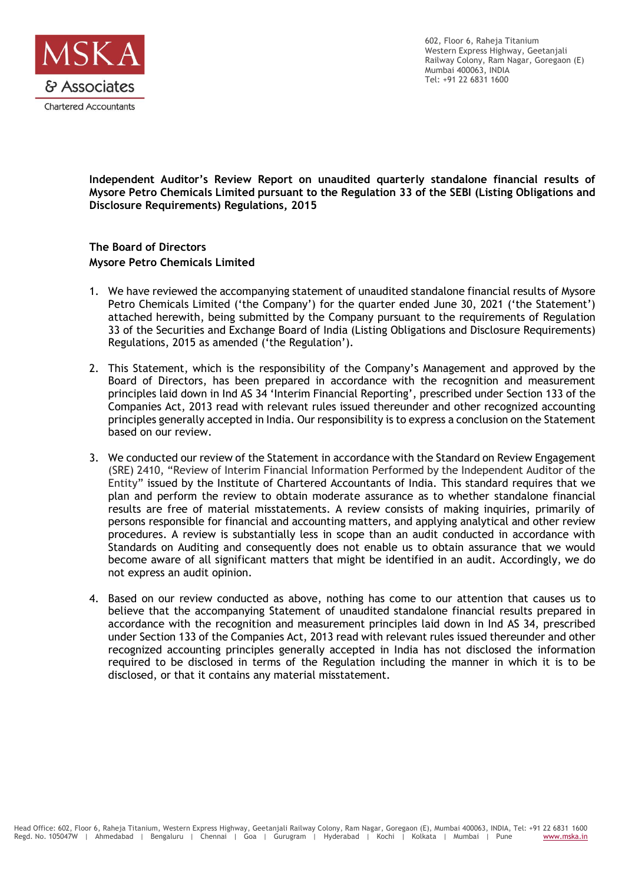MSKA & Associates
Chartered Accountants

602, Floor 6, Raheja Titanium
Western Express Highway, Geetanjali
Railway Colony, Ram Nagar, Goregaon (E)
Mumbai 400063, INDIA
Tel: +91 22 6831 1600

**Independent Auditor's Review Report on unaudited quarterly standalone financial results of Mysore Petro Chemicals Limited pursuant to the Regulation 33 of the SEBI (Listing Obligations and Disclosure Requirements) Regulations, 2015**

**The Board of Directors**
**Mysore Petro Chemicals Limited**

1. We have reviewed the accompanying statement of unaudited standalone financial results of Mysore Petro Chemicals Limited ('the Company') for the quarter ended June 30, 2021 ('the Statement') attached herewith, being submitted by the Company pursuant to the requirements of Regulation 33 of the Securities and Exchange Board of India (Listing Obligations and Disclosure Requirements) Regulations, 2015 as amended ('the Regulation').

2. This Statement, which is the responsibility of the Company's Management and approved by the Board of Directors, has been prepared in accordance with the recognition and measurement principles laid down in Ind AS 34 'Interim Financial Reporting', prescribed under Section 133 of the Companies Act, 2013 read with relevant rules issued thereunder and other recognized accounting principles generally accepted in India. Our responsibility is to express a conclusion on the Statement based on our review.

3. We conducted our review of the Statement in accordance with the Standard on Review Engagement (SRE) 2410, "Review of Interim Financial Information Performed by the Independent Auditor of the Entity" issued by the Institute of Chartered Accountants of India. This standard requires that we plan and perform the review to obtain moderate assurance as to whether standalone financial results are free of material misstatements. A review consists of making inquiries, primarily of persons responsible for financial and accounting matters, and applying analytical and other review procedures. A review is substantially less in scope than an audit conducted in accordance with Standards on Auditing and consequently does not enable us to obtain assurance that we would become aware of all significant matters that might be identified in an audit. Accordingly, we do not express an audit opinion.

4. Based on our review conducted as above, nothing has come to our attention that causes us to believe that the accompanying Statement of unaudited standalone financial results prepared in accordance with the recognition and measurement principles laid down in Ind AS 34, prescribed under Section 133 of the Companies Act, 2013 read with relevant rules issued thereunder and other recognized accounting principles generally accepted in India has not disclosed the information required to be disclosed in terms of the Regulation including the manner in which it is to be disclosed, or that it contains any material misstatement.

Head Office: 602, Floor 6, Raheja Titanium, Western Express Highway, Geetanjali Railway Colony, Ram Nagar, Goregaon (E), Mumbai 400063, INDIA, Tel: +91 22 6831 1600
Regd. No. 105047W | Ahmedabad | Bengaluru | Chennai | Goa | Gurugram | Hyderabad | Kochi | Kolkata | Mumbai | Pune www.mska.in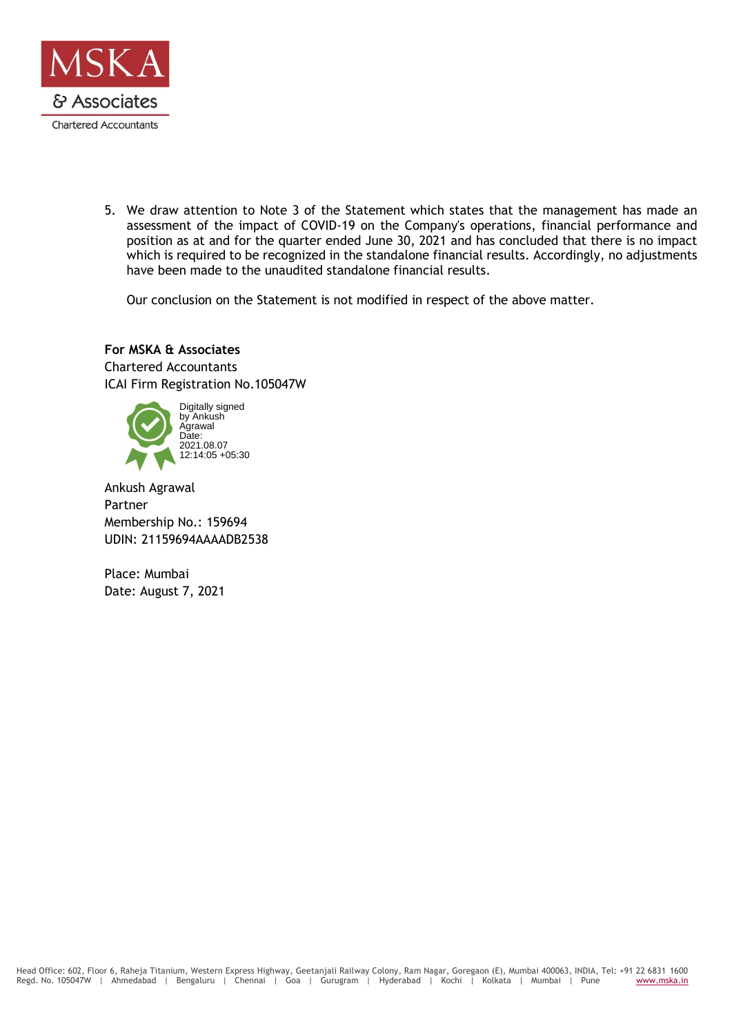5. We draw attention to Note 3 of the Statement which states that the management has made an assessment of the impact of COVID-19 on the Company's operations, financial performance and position as at and for the quarter ended June 30, 2021 and has concluded that there is no impact which is required to be recognized in the standalone financial results. Accordingly, no adjustments have been made to the unaudited standalone financial results.

   Our conclusion on the Statement is not modified in respect of the above matter.

**For MSKA & Associates**
Chartered Accountants
ICAI Firm Registration No.105047W

Digitally signed by Ankush Agrawal
Date: 2021.08.07 12:14:05 +05:30

Ankush Agrawal
Partner
Membership No.: 159694
UDIN: 21159694AAAADB2538

Place: Mumbai
Date: August 7, 2021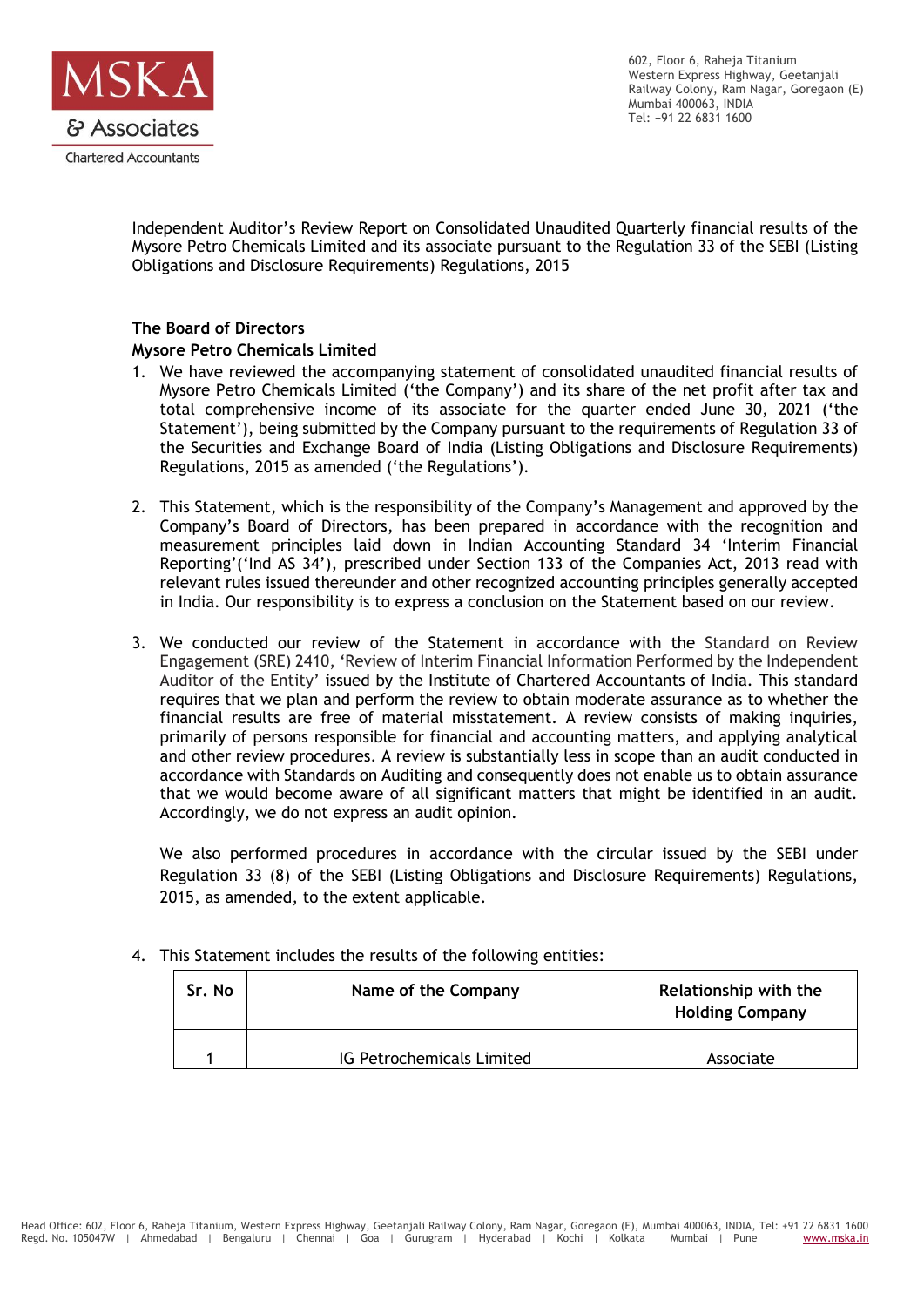Independent Auditor's Review Report on Consolidated Unaudited Quarterly financial results of the Mysore Petro Chemicals Limited and its associate pursuant to the Regulation 33 of the SEBI (Listing Obligations and Disclosure Requirements) Regulations, 2015

**The Board of Directors**
**Mysore Petro Chemicals Limited**

1. We have reviewed the accompanying statement of consolidated unaudited financial results of Mysore Petro Chemicals Limited ('the Company') and its share of the net profit after tax and total comprehensive income of its associate for the quarter ended June 30, 2021 ('the Statement'), being submitted by the Company pursuant to the requirements of Regulation 33 of the Securities and Exchange Board of India (Listing Obligations and Disclosure Requirements) Regulations, 2015 as amended ('the Regulations').

2. This Statement, which is the responsibility of the Company's Management and approved by the Company's Board of Directors, has been prepared in accordance with the recognition and measurement principles laid down in Indian Accounting Standard 34 'Interim Financial Reporting'('Ind AS 34'), prescribed under Section 133 of the Companies Act, 2013 read with relevant rules issued thereunder and other recognized accounting principles generally accepted in India. Our responsibility is to express a conclusion on the Statement based on our review.

3. We conducted our review of the Statement in accordance with the Standard on Review Engagement (SRE) 2410, 'Review of Interim Financial Information Performed by the Independent Auditor of the Entity' issued by the Institute of Chartered Accountants of India. This standard requires that we plan and perform the review to obtain moderate assurance as to whether the financial results are free of material misstatement. A review consists of making inquiries, primarily of persons responsible for financial and accounting matters, and applying analytical and other review procedures. A review is substantially less in scope than an audit conducted in accordance with Standards on Auditing and consequently does not enable us to obtain assurance that we would become aware of all significant matters that might be identified in an audit. Accordingly, we do not express an audit opinion.

   We also performed procedures in accordance with the circular issued by the SEBI under Regulation 33 (8) of the SEBI (Listing Obligations and Disclosure Requirements) Regulations, 2015, as amended, to the extent applicable.

4. This Statement includes the results of the following entities:

| Sr. No | Name of the Company | Relationship with the Holding Company |
|---|---|---|
| 1 | IG Petrochemicals Limited | Associate |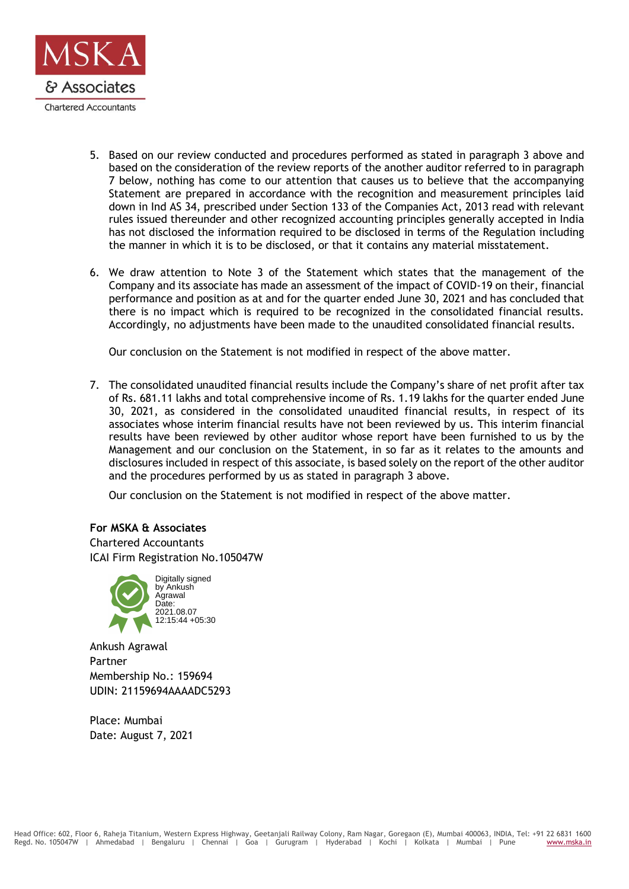5. Based on our review conducted and procedures performed as stated in paragraph 3 above and based on the consideration of the review reports of the another auditor referred to in paragraph 7 below, nothing has come to our attention that causes us to believe that the accompanying Statement are prepared in accordance with the recognition and measurement principles laid down in Ind AS 34, prescribed under Section 133 of the Companies Act, 2013 read with relevant rules issued thereunder and other recognized accounting principles generally accepted in India has not disclosed the information required to be disclosed in terms of the Regulation including the manner in which it is to be disclosed, or that it contains any material misstatement.

6. We draw attention to Note 3 of the Statement which states that the management of the Company and its associate has made an assessment of the impact of COVID-19 on their, financial performance and position as at and for the quarter ended June 30, 2021 and has concluded that there is no impact which is required to be recognized in the consolidated financial results. Accordingly, no adjustments have been made to the unaudited consolidated financial results.

   Our conclusion on the Statement is not modified in respect of the above matter.

7. The consolidated unaudited financial results include the Company's share of net profit after tax of Rs. 681.11 lakhs and total comprehensive income of Rs. 1.19 lakhs for the quarter ended June 30, 2021, as considered in the consolidated unaudited financial results, in respect of its associates whose interim financial results have not been reviewed by us. This interim financial results have been reviewed by other auditor whose report have been furnished to us by the Management and our conclusion on the Statement, in so far as it relates to the amounts and disclosures included in respect of this associate, is based solely on the report of the other auditor and the procedures performed by us as stated in paragraph 3 above.

   Our conclusion on the Statement is not modified in respect of the above matter.

**For MSKA & Associates**
Chartered Accountants
ICAI Firm Registration No.105047W

Digitally signed by Ankush Agrawal
Date: 2021.08.07 12:15:44 +05:30

Ankush Agrawal
Partner
Membership No.: 159694
UDIN: 21159694AAAADC5293

Place: Mumbai
Date: August 7, 2021